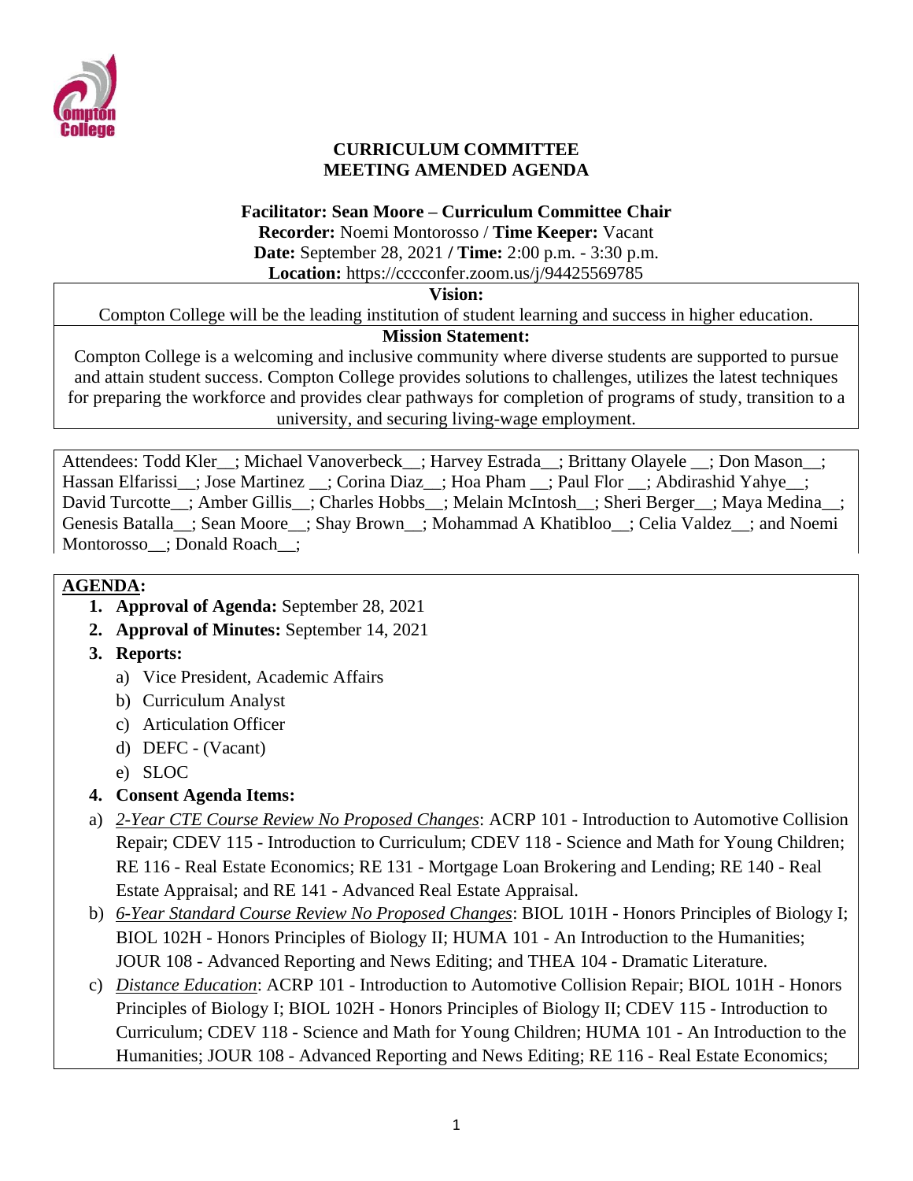**CURRICULUM COMMITTEE**
**MEETING AMENDED AGENDA**

**Facilitator: Sean Moore – Curriculum Committee Chair**
**Recorder:** Noemi Montorosso / **Time Keeper:** Vacant
**Date:** September 28, 2021 **/ Time:** 2:00 p.m. - 3:30 p.m.
**Location:** https://cccconfer.zoom.us/j/94425569785

**Vision:**
Compton College will be the leading institution of student learning and success in higher education.

**Mission Statement:**
Compton College is a welcoming and inclusive community where diverse students are supported to pursue and attain student success. Compton College provides solutions to challenges, utilizes the latest techniques for preparing the workforce and provides clear pathways for completion of programs of study, transition to a university, and securing living-wage employment.

Attendees: Todd Kler__; Michael Vanoverbeck__; Harvey Estrada__; Brittany Olayele __; Don Mason__; Hassan Elfarissi__; Jose Martinez __; Corina Diaz__; Hoa Pham __; Paul Flor __; Abdirashid Yahye__; David Turcotte__; Amber Gillis__; Charles Hobbs__; Melain McIntosh__; Sheri Berger__; Maya Medina__; Genesis Batalla__; Sean Moore__; Shay Brown__; Mohammad A Khatibloo__; Celia Valdez__; and Noemi Montorosso__; Donald Roach__;

**AGENDA:**

1. **Approval of Agenda:** September 28, 2021
2. **Approval of Minutes:** September 14, 2021
3. **Reports:**
   a) Vice President, Academic Affairs
   b) Curriculum Analyst
   c) Articulation Officer
   d) DEFC - (Vacant)
   e) SLOC
4. **Consent Agenda Items:**

a) *2-Year CTE Course Review No Proposed Changes*: ACRP 101 - Introduction to Automotive Collision Repair; CDEV 115 - Introduction to Curriculum; CDEV 118 - Science and Math for Young Children; RE 116 - Real Estate Economics; RE 131 - Mortgage Loan Brokering and Lending; RE 140 - Real Estate Appraisal; and RE 141 - Advanced Real Estate Appraisal.

b) *6-Year Standard Course Review No Proposed Changes*: BIOL 101H - Honors Principles of Biology I; BIOL 102H - Honors Principles of Biology II; HUMA 101 - An Introduction to the Humanities; JOUR 108 - Advanced Reporting and News Editing; and THEA 104 - Dramatic Literature.

c) *Distance Education*: ACRP 101 - Introduction to Automotive Collision Repair; BIOL 101H - Honors Principles of Biology I; BIOL 102H - Honors Principles of Biology II; CDEV 115 - Introduction to Curriculum; CDEV 118 - Science and Math for Young Children; HUMA 101 - An Introduction to the Humanities; JOUR 108 - Advanced Reporting and News Editing; RE 116 - Real Estate Economics;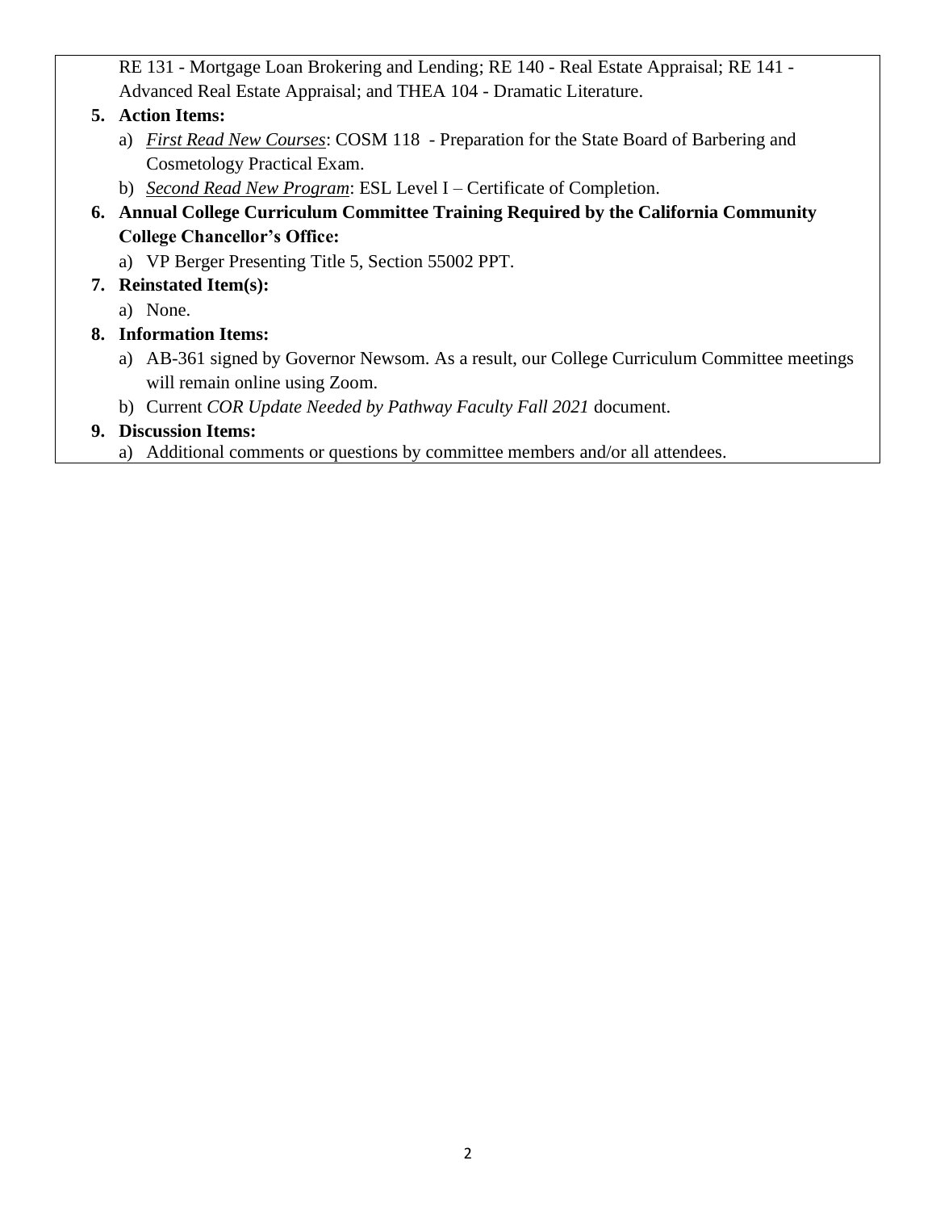RE 131 - Mortgage Loan Brokering and Lending; RE 140 - Real Estate Appraisal; RE 141 - Advanced Real Estate Appraisal; and THEA 104 - Dramatic Literature.

5. **Action Items:**
   a) *First Read New Courses*: COSM 118 - Preparation for the State Board of Barbering and Cosmetology Practical Exam.
   b) *Second Read New Program*: ESL Level I – Certificate of Completion.
6. **Annual College Curriculum Committee Training Required by the California Community College Chancellor's Office:**
   a) VP Berger Presenting Title 5, Section 55002 PPT.
7. **Reinstated Item(s):**
   a) None.
8. **Information Items:**
   a) AB-361 signed by Governor Newsom. As a result, our College Curriculum Committee meetings will remain online using Zoom.
   b) Current *COR Update Needed by Pathway Faculty Fall 2021* document.
9. **Discussion Items:**
   a) Additional comments or questions by committee members and/or all attendees.